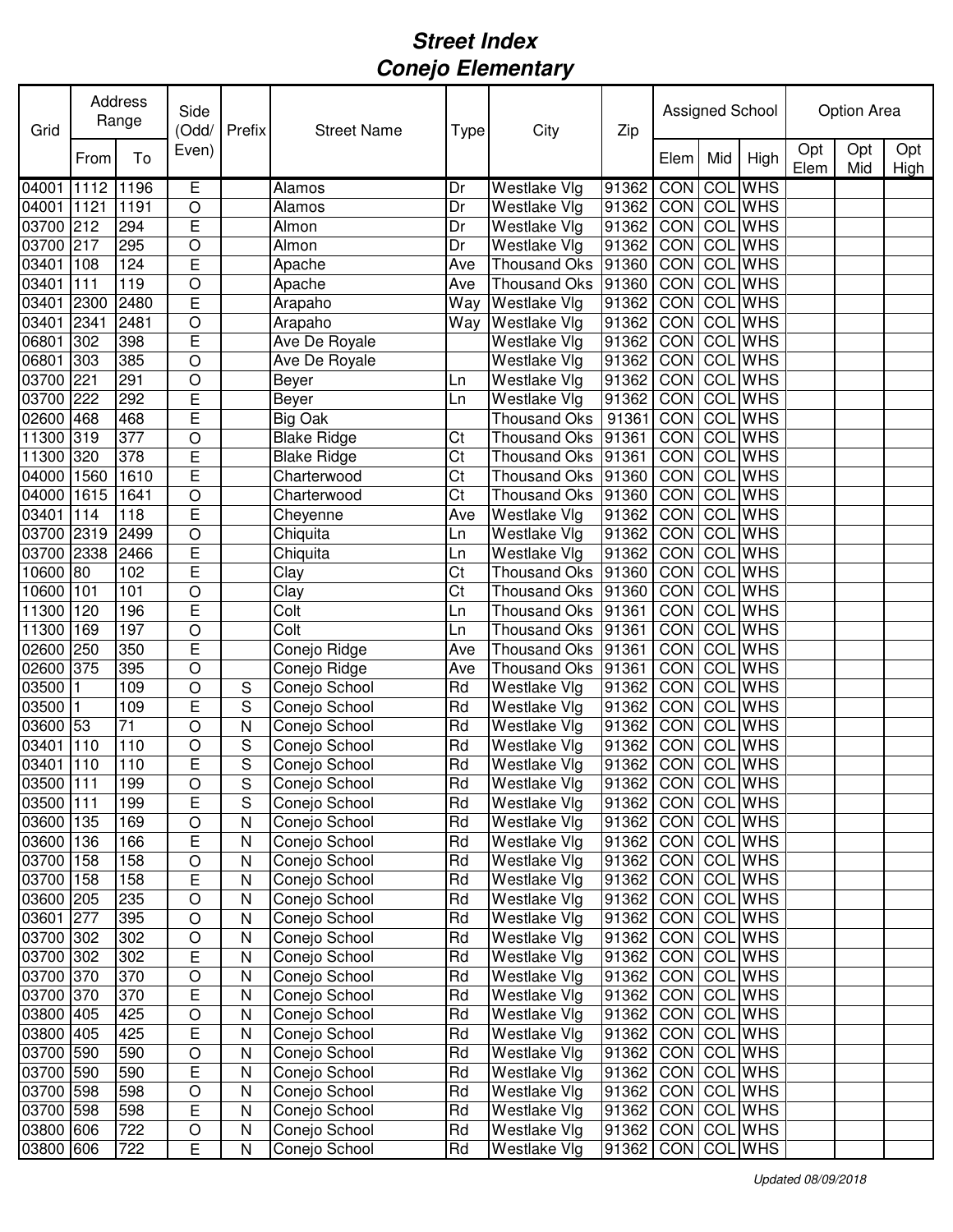# *Street Index*
# *Conejo Elementary*

| Grid | Address Range | | Side (Odd/ Even) | Prefix | Street Name | Type | City | Zip | Assigned School | | | Option Area | | |
|---|---|---|---|---|---|---|---|---|---|---|---|---|---|---|
| | From | To | | | | | | | Elem | Mid | High | Opt Elem | Opt Mid | Opt High |
| 04001 | 1112 | 1196 | E | | Alamos | Dr | Westlake Vlg | 91362 | CON | COL | WHS | | | |
| 04001 | 1121 | 1191 | O | | Alamos | Dr | Westlake Vlg | 91362 | CON | COL | WHS | | | |
| 03700 | 212 | 294 | E | | Almon | Dr | Westlake Vlg | 91362 | CON | COL | WHS | | | |
| 03700 | 217 | 295 | O | | Almon | Dr | Westlake Vlg | 91362 | CON | COL | WHS | | | |
| 03401 | 108 | 124 | E | | Apache | Ave | Thousand Oks | 91360 | CON | COL | WHS | | | |
| 03401 | 111 | 119 | O | | Apache | Ave | Thousand Oks | 91360 | CON | COL | WHS | | | |
| 03401 | 2300 | 2480 | E | | Arapaho | Way | Westlake Vlg | 91362 | CON | COL | WHS | | | |
| 03401 | 2341 | 2481 | O | | Arapaho | Way | Westlake Vlg | 91362 | CON | COL | WHS | | | |
| 06801 | 302 | 398 | E | | Ave De Royale | | Westlake Vlg | 91362 | CON | COL | WHS | | | |
| 06801 | 303 | 385 | O | | Ave De Royale | | Westlake Vlg | 91362 | CON | COL | WHS | | | |
| 03700 | 221 | 291 | O | | Beyer | Ln | Westlake Vlg | 91362 | CON | COL | WHS | | | |
| 03700 | 222 | 292 | E | | Beyer | Ln | Westlake Vlg | 91362 | CON | COL | WHS | | | |
| 02600 | 468 | 468 | E | | Big Oak | | Thousand Oks | 91361 | CON | COL | WHS | | | |
| 11300 | 319 | 377 | O | | Blake Ridge | Ct | Thousand Oks | 91361 | CON | COL | WHS | | | |
| 11300 | 320 | 378 | E | | Blake Ridge | Ct | Thousand Oks | 91361 | CON | COL | WHS | | | |
| 04000 | 1560 | 1610 | E | | Charterwood | Ct | Thousand Oks | 91360 | CON | COL | WHS | | | |
| 04000 | 1615 | 1641 | O | | Charterwood | Ct | Thousand Oks | 91360 | CON | COL | WHS | | | |
| 03401 | 114 | 118 | E | | Cheyenne | Ave | Westlake Vlg | 91362 | CON | COL | WHS | | | |
| 03700 | 2319 | 2499 | O | | Chiquita | Ln | Westlake Vlg | 91362 | CON | COL | WHS | | | |
| 03700 | 2338 | 2466 | E | | Chiquita | Ln | Westlake Vlg | 91362 | CON | COL | WHS | | | |
| 10600 | 80 | 102 | E | | Clay | Ct | Thousand Oks | 91360 | CON | COL | WHS | | | |
| 10600 | 101 | 101 | O | | Clay | Ct | Thousand Oks | 91360 | CON | COL | WHS | | | |
| 11300 | 120 | 196 | E | | Colt | Ln | Thousand Oks | 91361 | CON | COL | WHS | | | |
| 11300 | 169 | 197 | O | | Colt | Ln | Thousand Oks | 91361 | CON | COL | WHS | | | |
| 02600 | 250 | 350 | E | | Conejo Ridge | Ave | Thousand Oks | 91361 | CON | COL | WHS | | | |
| 02600 | 375 | 395 | O | | Conejo Ridge | Ave | Thousand Oks | 91361 | CON | COL | WHS | | | |
| 03500 | 1 | 109 | O | S | Conejo School | Rd | Westlake Vlg | 91362 | CON | COL | WHS | | | |
| 03500 | 1 | 109 | E | S | Conejo School | Rd | Westlake Vlg | 91362 | CON | COL | WHS | | | |
| 03600 | 53 | 71 | O | N | Conejo School | Rd | Westlake Vlg | 91362 | CON | COL | WHS | | | |
| 03401 | 110 | 110 | O | S | Conejo School | Rd | Westlake Vlg | 91362 | CON | COL | WHS | | | |
| 03401 | 110 | 110 | E | S | Conejo School | Rd | Westlake Vlg | 91362 | CON | COL | WHS | | | |
| 03500 | 111 | 199 | O | S | Conejo School | Rd | Westlake Vlg | 91362 | CON | COL | WHS | | | |
| 03500 | 111 | 199 | E | S | Conejo School | Rd | Westlake Vlg | 91362 | CON | COL | WHS | | | |
| 03600 | 135 | 169 | O | N | Conejo School | Rd | Westlake Vlg | 91362 | CON | COL | WHS | | | |
| 03600 | 136 | 166 | E | N | Conejo School | Rd | Westlake Vlg | 91362 | CON | COL | WHS | | | |
| 03700 | 158 | 158 | O | N | Conejo School | Rd | Westlake Vlg | 91362 | CON | COL | WHS | | | |
| 03700 | 158 | 158 | E | N | Conejo School | Rd | Westlake Vlg | 91362 | CON | COL | WHS | | | |
| 03600 | 205 | 235 | O | N | Conejo School | Rd | Westlake Vlg | 91362 | CON | COL | WHS | | | |
| 03601 | 277 | 395 | O | N | Conejo School | Rd | Westlake Vlg | 91362 | CON | COL | WHS | | | |
| 03700 | 302 | 302 | O | N | Conejo School | Rd | Westlake Vlg | 91362 | CON | COL | WHS | | | |
| 03700 | 302 | 302 | E | N | Conejo School | Rd | Westlake Vlg | 91362 | CON | COL | WHS | | | |
| 03700 | 370 | 370 | O | N | Conejo School | Rd | Westlake Vlg | 91362 | CON | COL | WHS | | | |
| 03700 | 370 | 370 | E | N | Conejo School | Rd | Westlake Vlg | 91362 | CON | COL | WHS | | | |
| 03800 | 405 | 425 | O | N | Conejo School | Rd | Westlake Vlg | 91362 | CON | COL | WHS | | | |
| 03800 | 405 | 425 | E | N | Conejo School | Rd | Westlake Vlg | 91362 | CON | COL | WHS | | | |
| 03700 | 590 | 590 | O | N | Conejo School | Rd | Westlake Vlg | 91362 | CON | COL | WHS | | | |
| 03700 | 590 | 590 | E | N | Conejo School | Rd | Westlake Vlg | 91362 | CON | COL | WHS | | | |
| 03700 | 598 | 598 | O | N | Conejo School | Rd | Westlake Vlg | 91362 | CON | COL | WHS | | | |
| 03700 | 598 | 598 | E | N | Conejo School | Rd | Westlake Vlg | 91362 | CON | COL | WHS | | | |
| 03800 | 606 | 722 | O | N | Conejo School | Rd | Westlake Vlg | 91362 | CON | COL | WHS | | | |
| 03800 | 606 | 722 | E | N | Conejo School | Rd | Westlake Vlg | 91362 | CON | COL | WHS | | | |

*Updated 08/09/2018*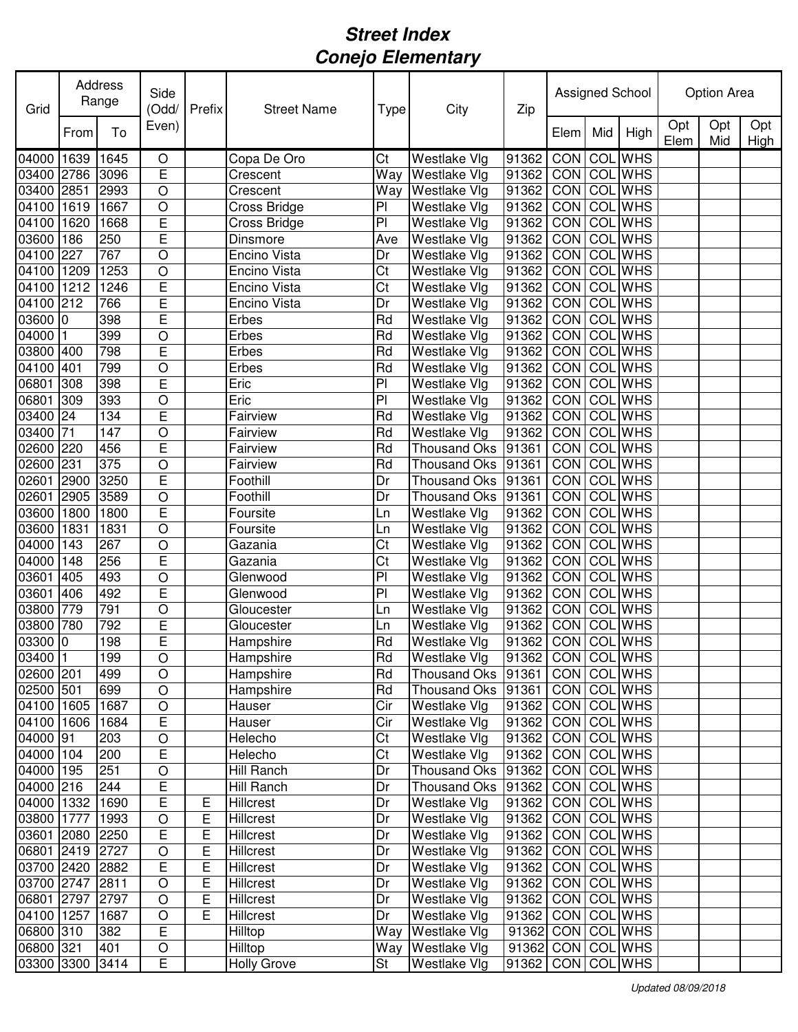# Street Index
## Conejo Elementary

| Grid | Address Range | | Side (Odd/ Even) | Prefix | Street Name | Type | City | Zip | Assigned School | | | Option Area | | |
|---|---|---|---|---|---|---|---|---|---|---|---|---|---|---|
| | From | To | | | | | | | Elem | Mid | High | Opt Elem | Opt Mid | Opt High |
| 04000 | 1639 | 1645 | O | | Copa De Oro | Ct | Westlake Vlg | 91362 | CON | COL | WHS | | | |
| 03400 | 2786 | 3096 | E | | Crescent | Way | Westlake Vlg | 91362 | CON | COL | WHS | | | |
| 03400 | 2851 | 2993 | O | | Crescent | Way | Westlake Vlg | 91362 | CON | COL | WHS | | | |
| 04100 | 1619 | 1667 | O | | Cross Bridge | Pl | Westlake Vlg | 91362 | CON | COL | WHS | | | |
| 04100 | 1620 | 1668 | E | | Cross Bridge | Pl | Westlake Vlg | 91362 | CON | COL | WHS | | | |
| 03600 | 186 | 250 | E | | Dinsmore | Ave | Westlake Vlg | 91362 | CON | COL | WHS | | | |
| 04100 | 227 | 767 | O | | Encino Vista | Dr | Westlake Vlg | 91362 | CON | COL | WHS | | | |
| 04100 | 1209 | 1253 | O | | Encino Vista | Ct | Westlake Vlg | 91362 | CON | COL | WHS | | | |
| 04100 | 1212 | 1246 | E | | Encino Vista | Ct | Westlake Vlg | 91362 | CON | COL | WHS | | | |
| 04100 | 212 | 766 | E | | Encino Vista | Dr | Westlake Vlg | 91362 | CON | COL | WHS | | | |
| 03600 | 0 | 398 | E | | Erbes | Rd | Westlake Vlg | 91362 | CON | COL | WHS | | | |
| 04000 | 1 | 399 | O | | Erbes | Rd | Westlake Vlg | 91362 | CON | COL | WHS | | | |
| 03800 | 400 | 798 | E | | Erbes | Rd | Westlake Vlg | 91362 | CON | COL | WHS | | | |
| 04100 | 401 | 799 | O | | Erbes | Rd | Westlake Vlg | 91362 | CON | COL | WHS | | | |
| 06801 | 308 | 398 | E | | Eric | Pl | Westlake Vlg | 91362 | CON | COL | WHS | | | |
| 06801 | 309 | 393 | O | | Eric | Pl | Westlake Vlg | 91362 | CON | COL | WHS | | | |
| 03400 | 24 | 134 | E | | Fairview | Rd | Westlake Vlg | 91362 | CON | COL | WHS | | | |
| 03400 | 71 | 147 | O | | Fairview | Rd | Westlake Vlg | 91362 | CON | COL | WHS | | | |
| 02600 | 220 | 456 | E | | Fairview | Rd | Thousand Oks | 91361 | CON | COL | WHS | | | |
| 02600 | 231 | 375 | O | | Fairview | Rd | Thousand Oks | 91361 | CON | COL | WHS | | | |
| 02601 | 2900 | 3250 | E | | Foothill | Dr | Thousand Oks | 91361 | CON | COL | WHS | | | |
| 02601 | 2905 | 3589 | O | | Foothill | Dr | Thousand Oks | 91361 | CON | COL | WHS | | | |
| 03600 | 1800 | 1800 | E | | Foursite | Ln | Westlake Vlg | 91362 | CON | COL | WHS | | | |
| 03600 | 1831 | 1831 | O | | Foursite | Ln | Westlake Vlg | 91362 | CON | COL | WHS | | | |
| 04000 | 143 | 267 | O | | Gazania | Ct | Westlake Vlg | 91362 | CON | COL | WHS | | | |
| 04000 | 148 | 256 | E | | Gazania | Ct | Westlake Vlg | 91362 | CON | COL | WHS | | | |
| 03601 | 405 | 493 | O | | Glenwood | Pl | Westlake Vlg | 91362 | CON | COL | WHS | | | |
| 03601 | 406 | 492 | E | | Glenwood | Pl | Westlake Vlg | 91362 | CON | COL | WHS | | | |
| 03800 | 779 | 791 | O | | Gloucester | Ln | Westlake Vlg | 91362 | CON | COL | WHS | | | |
| 03800 | 780 | 792 | E | | Gloucester | Ln | Westlake Vlg | 91362 | CON | COL | WHS | | | |
| 03300 | 0 | 198 | E | | Hampshire | Rd | Westlake Vlg | 91362 | CON | COL | WHS | | | |
| 03400 | 1 | 199 | O | | Hampshire | Rd | Westlake Vlg | 91362 | CON | COL | WHS | | | |
| 02600 | 201 | 499 | O | | Hampshire | Rd | Thousand Oks | 91361 | CON | COL | WHS | | | |
| 02500 | 501 | 699 | O | | Hampshire | Rd | Thousand Oks | 91361 | CON | COL | WHS | | | |
| 04100 | 1605 | 1687 | O | | Hauser | Cir | Westlake Vlg | 91362 | CON | COL | WHS | | | |
| 04100 | 1606 | 1684 | E | | Hauser | Cir | Westlake Vlg | 91362 | CON | COL | WHS | | | |
| 04000 | 91 | 203 | O | | Helecho | Ct | Westlake Vlg | 91362 | CON | COL | WHS | | | |
| 04000 | 104 | 200 | E | | Helecho | Ct | Westlake Vlg | 91362 | CON | COL | WHS | | | |
| 04000 | 195 | 251 | O | | Hill Ranch | Dr | Thousand Oks | 91362 | CON | COL | WHS | | | |
| 04000 | 216 | 244 | E | | Hill Ranch | Dr | Thousand Oks | 91362 | CON | COL | WHS | | | |
| 04000 | 1332 | 1690 | E | E | Hillcrest | Dr | Westlake Vlg | 91362 | CON | COL | WHS | | | |
| 03800 | 1777 | 1993 | O | E | Hillcrest | Dr | Westlake Vlg | 91362 | CON | COL | WHS | | | |
| 03601 | 2080 | 2250 | E | E | Hillcrest | Dr | Westlake Vlg | 91362 | CON | COL | WHS | | | |
| 06801 | 2419 | 2727 | O | E | Hillcrest | Dr | Westlake Vlg | 91362 | CON | COL | WHS | | | |
| 03700 | 2420 | 2882 | E | E | Hillcrest | Dr | Westlake Vlg | 91362 | CON | COL | WHS | | | |
| 03700 | 2747 | 2811 | O | E | Hillcrest | Dr | Westlake Vlg | 91362 | CON | COL | WHS | | | |
| 06801 | 2797 | 2797 | O | E | Hillcrest | Dr | Westlake Vlg | 91362 | CON | COL | WHS | | | |
| 04100 | 1257 | 1687 | O | E | Hillcrest | Dr | Westlake Vlg | 91362 | CON | COL | WHS | | | |
| 06800 | 310 | 382 | E | | Hilltop | Way | Westlake Vlg | 91362 | CON | COL | WHS | | | |
| 06800 | 321 | 401 | O | | Hilltop | Way | Westlake Vlg | 91362 | CON | COL | WHS | | | |
| 03300 | 3300 | 3414 | E | | Holly Grove | St | Westlake Vlg | 91362 | CON | COL | WHS | | | |

*Updated 08/09/2018*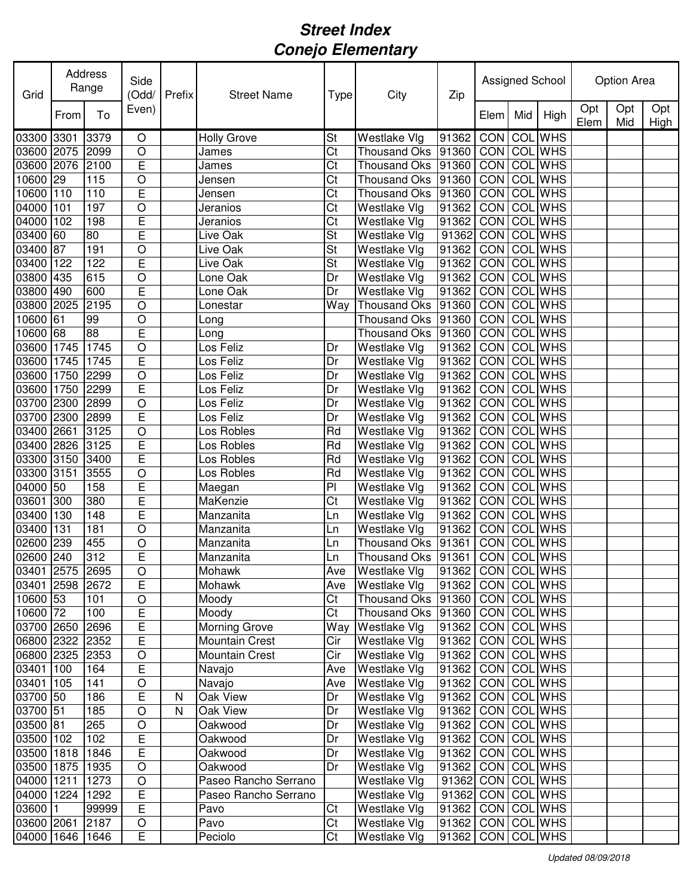# Street Index
## Conejo Elementary

| Grid | Address Range | | Side (Odd/ Even) | Prefix | Street Name | Type | City | Zip | Assigned School | | | Option Area | | |
|---|---|---|---|---|---|---|---|---|---|---|---|---|---|---|
| | From | To | | | | | | | Elem | Mid | High | Opt Elem | Opt Mid | Opt High |
| 03300 | 3301 | 3379 | O | | Holly Grove | St | Westlake Vlg | 91362 | CON | COL | WHS | | | |
| 03600 | 2075 | 2099 | O | | James | Ct | Thousand Oks | 91360 | CON | COL | WHS | | | |
| 03600 | 2076 | 2100 | E | | James | Ct | Thousand Oks | 91360 | CON | COL | WHS | | | |
| 10600 | 29 | 115 | O | | Jensen | Ct | Thousand Oks | 91360 | CON | COL | WHS | | | |
| 10600 | 110 | 110 | E | | Jensen | Ct | Thousand Oks | 91360 | CON | COL | WHS | | | |
| 04000 | 101 | 197 | O | | Jeranios | Ct | Westlake Vlg | 91362 | CON | COL | WHS | | | |
| 04000 | 102 | 198 | E | | Jeranios | Ct | Westlake Vlg | 91362 | CON | COL | WHS | | | |
| 03400 | 60 | 80 | E | | Live Oak | St | Westlake Vlg | 91362 | CON | COL | WHS | | | |
| 03400 | 87 | 191 | O | | Live Oak | St | Westlake Vlg | 91362 | CON | COL | WHS | | | |
| 03400 | 122 | 122 | E | | Live Oak | St | Westlake Vlg | 91362 | CON | COL | WHS | | | |
| 03800 | 435 | 615 | O | | Lone Oak | Dr | Westlake Vlg | 91362 | CON | COL | WHS | | | |
| 03800 | 490 | 600 | E | | Lone Oak | Dr | Westlake Vlg | 91362 | CON | COL | WHS | | | |
| 03800 | 2025 | 2195 | O | | Lonestar | Way | Thousand Oks | 91360 | CON | COL | WHS | | | |
| 10600 | 61 | 99 | O | | Long | | Thousand Oks | 91360 | CON | COL | WHS | | | |
| 10600 | 68 | 88 | E | | Long | | Thousand Oks | 91360 | CON | COL | WHS | | | |
| 03600 | 1745 | 1745 | O | | Los Feliz | Dr | Westlake Vlg | 91362 | CON | COL | WHS | | | |
| 03600 | 1745 | 1745 | E | | Los Feliz | Dr | Westlake Vlg | 91362 | CON | COL | WHS | | | |
| 03600 | 1750 | 2299 | O | | Los Feliz | Dr | Westlake Vlg | 91362 | CON | COL | WHS | | | |
| 03600 | 1750 | 2299 | E | | Los Feliz | Dr | Westlake Vlg | 91362 | CON | COL | WHS | | | |
| 03700 | 2300 | 2899 | O | | Los Feliz | Dr | Westlake Vlg | 91362 | CON | COL | WHS | | | |
| 03700 | 2300 | 2899 | E | | Los Feliz | Dr | Westlake Vlg | 91362 | CON | COL | WHS | | | |
| 03400 | 2661 | 3125 | O | | Los Robles | Rd | Westlake Vlg | 91362 | CON | COL | WHS | | | |
| 03400 | 2826 | 3125 | E | | Los Robles | Rd | Westlake Vlg | 91362 | CON | COL | WHS | | | |
| 03300 | 3150 | 3400 | E | | Los Robles | Rd | Westlake Vlg | 91362 | CON | COL | WHS | | | |
| 03300 | 3151 | 3555 | O | | Los Robles | Rd | Westlake Vlg | 91362 | CON | COL | WHS | | | |
| 04000 | 50 | 158 | E | | Maegan | Pl | Westlake Vlg | 91362 | CON | COL | WHS | | | |
| 03601 | 300 | 380 | E | | MaKenzie | Ct | Westlake Vlg | 91362 | CON | COL | WHS | | | |
| 03400 | 130 | 148 | E | | Manzanita | Ln | Westlake Vlg | 91362 | CON | COL | WHS | | | |
| 03400 | 131 | 181 | O | | Manzanita | Ln | Westlake Vlg | 91362 | CON | COL | WHS | | | |
| 02600 | 239 | 455 | O | | Manzanita | Ln | Thousand Oks | 91361 | CON | COL | WHS | | | |
| 02600 | 240 | 312 | E | | Manzanita | Ln | Thousand Oks | 91361 | CON | COL | WHS | | | |
| 03401 | 2575 | 2695 | O | | Mohawk | Ave | Westlake Vlg | 91362 | CON | COL | WHS | | | |
| 03401 | 2598 | 2672 | E | | Mohawk | Ave | Westlake Vlg | 91362 | CON | COL | WHS | | | |
| 10600 | 53 | 101 | O | | Moody | Ct | Thousand Oks | 91360 | CON | COL | WHS | | | |
| 10600 | 72 | 100 | E | | Moody | Ct | Thousand Oks | 91360 | CON | COL | WHS | | | |
| 03700 | 2650 | 2696 | E | | Morning Grove | Way | Westlake Vlg | 91362 | CON | COL | WHS | | | |
| 06800 | 2322 | 2352 | E | | Mountain Crest | Cir | Westlake Vlg | 91362 | CON | COL | WHS | | | |
| 06800 | 2325 | 2353 | O | | Mountain Crest | Cir | Westlake Vlg | 91362 | CON | COL | WHS | | | |
| 03401 | 100 | 164 | E | | Navajo | Ave | Westlake Vlg | 91362 | CON | COL | WHS | | | |
| 03401 | 105 | 141 | O | | Navajo | Ave | Westlake Vlg | 91362 | CON | COL | WHS | | | |
| 03700 | 50 | 186 | E | N | Oak View | Dr | Westlake Vlg | 91362 | CON | COL | WHS | | | |
| 03700 | 51 | 185 | O | N | Oak View | Dr | Westlake Vlg | 91362 | CON | COL | WHS | | | |
| 03500 | 81 | 265 | O | | Oakwood | Dr | Westlake Vlg | 91362 | CON | COL | WHS | | | |
| 03500 | 102 | 102 | E | | Oakwood | Dr | Westlake Vlg | 91362 | CON | COL | WHS | | | |
| 03500 | 1818 | 1846 | E | | Oakwood | Dr | Westlake Vlg | 91362 | CON | COL | WHS | | | |
| 03500 | 1875 | 1935 | O | | Oakwood | Dr | Westlake Vlg | 91362 | CON | COL | WHS | | | |
| 04000 | 1211 | 1273 | O | | Paseo Rancho Serrano | | Westlake Vlg | 91362 | CON | COL | WHS | | | |
| 04000 | 1224 | 1292 | E | | Paseo Rancho Serrano | | Westlake Vlg | 91362 | CON | COL | WHS | | | |
| 03600 | 1 | 99999 | E | | Pavo | Ct | Westlake Vlg | 91362 | CON | COL | WHS | | | |
| 03600 | 2061 | 2187 | O | | Pavo | Ct | Westlake Vlg | 91362 | CON | COL | WHS | | | |
| 04000 | 1646 | 1646 | E | | Peciolo | Ct | Westlake Vlg | 91362 | CON | COL | WHS | | | |

*Updated 08/09/2018*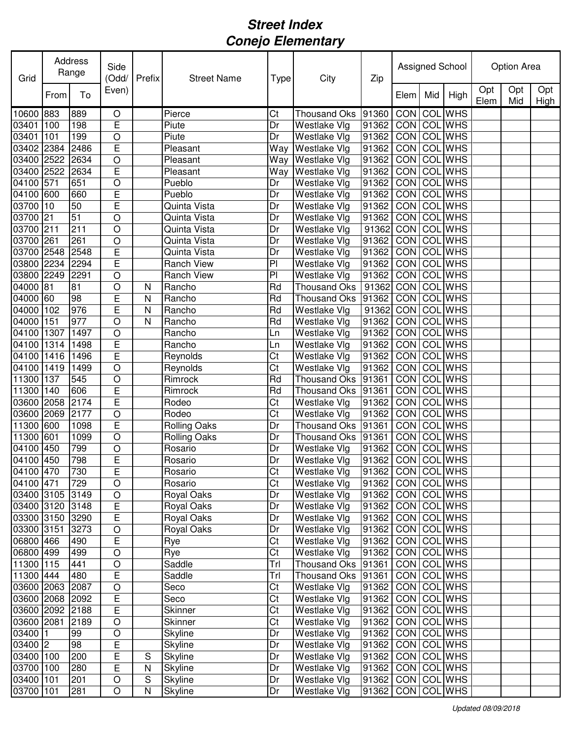# Street Index
# Conejo Elementary

| Grid | Address Range | | Side (Odd/ Even) | Prefix | Street Name | Type | City | Zip | Assigned School | | | Option Area | | |
|---|---|---|---|---|---|---|---|---|---|---|---|---|---|---|
| | From | To | | | | | | | Elem | Mid | High | Opt Elem | Opt Mid | Opt High |
| 10600 | 883 | 889 | O | | Pierce | Ct | Thousand Oks | 91360 | CON | COL | WHS | | | |
| 03401 | 100 | 198 | E | | Piute | Dr | Westlake Vlg | 91362 | CON | COL | WHS | | | |
| 03401 | 101 | 199 | O | | Piute | Dr | Westlake Vlg | 91362 | CON | COL | WHS | | | |
| 03402 | 2384 | 2486 | E | | Pleasant | Way | Westlake Vlg | 91362 | CON | COL | WHS | | | |
| 03400 | 2522 | 2634 | O | | Pleasant | Way | Westlake Vlg | 91362 | CON | COL | WHS | | | |
| 03400 | 2522 | 2634 | E | | Pleasant | Way | Westlake Vlg | 91362 | CON | COL | WHS | | | |
| 04100 | 571 | 651 | O | | Pueblo | Dr | Westlake Vlg | 91362 | CON | COL | WHS | | | |
| 04100 | 600 | 660 | E | | Pueblo | Dr | Westlake Vlg | 91362 | CON | COL | WHS | | | |
| 03700 | 10 | 50 | E | | Quinta Vista | Dr | Westlake Vlg | 91362 | CON | COL | WHS | | | |
| 03700 | 21 | 51 | O | | Quinta Vista | Dr | Westlake Vlg | 91362 | CON | COL | WHS | | | |
| 03700 | 211 | 211 | O | | Quinta Vista | Dr | Westlake Vlg | 91362 | CON | COL | WHS | | | |
| 03700 | 261 | 261 | O | | Quinta Vista | Dr | Westlake Vlg | 91362 | CON | COL | WHS | | | |
| 03700 | 2548 | 2548 | E | | Quinta Vista | Dr | Westlake Vlg | 91362 | CON | COL | WHS | | | |
| 03800 | 2234 | 2294 | E | | Ranch View | Pl | Westlake Vlg | 91362 | CON | COL | WHS | | | |
| 03800 | 2249 | 2291 | O | | Ranch View | Pl | Westlake Vlg | 91362 | CON | COL | WHS | | | |
| 04000 | 81 | 81 | O | N | Rancho | Rd | Thousand Oks | 91362 | CON | COL | WHS | | | |
| 04000 | 60 | 98 | E | N | Rancho | Rd | Thousand Oks | 91362 | CON | COL | WHS | | | |
| 04000 | 102 | 976 | E | N | Rancho | Rd | Westlake Vlg | 91362 | CON | COL | WHS | | | |
| 04000 | 151 | 977 | O | N | Rancho | Rd | Westlake Vlg | 91362 | CON | COL | WHS | | | |
| 04100 | 1307 | 1497 | O | | Rancho | Ln | Westlake Vlg | 91362 | CON | COL | WHS | | | |
| 04100 | 1314 | 1498 | E | | Rancho | Ln | Westlake Vlg | 91362 | CON | COL | WHS | | | |
| 04100 | 1416 | 1496 | E | | Reynolds | Ct | Westlake Vlg | 91362 | CON | COL | WHS | | | |
| 04100 | 1419 | 1499 | O | | Reynolds | Ct | Westlake Vlg | 91362 | CON | COL | WHS | | | |
| 11300 | 137 | 545 | O | | Rimrock | Rd | Thousand Oks | 91361 | CON | COL | WHS | | | |
| 11300 | 140 | 606 | E | | Rimrock | Rd | Thousand Oks | 91361 | CON | COL | WHS | | | |
| 03600 | 2058 | 2174 | E | | Rodeo | Ct | Westlake Vlg | 91362 | CON | COL | WHS | | | |
| 03600 | 2069 | 2177 | O | | Rodeo | Ct | Westlake Vlg | 91362 | CON | COL | WHS | | | |
| 11300 | 600 | 1098 | E | | Rolling Oaks | Dr | Thousand Oks | 91361 | CON | COL | WHS | | | |
| 11300 | 601 | 1099 | O | | Rolling Oaks | Dr | Thousand Oks | 91361 | CON | COL | WHS | | | |
| 04100 | 450 | 799 | O | | Rosario | Dr | Westlake Vlg | 91362 | CON | COL | WHS | | | |
| 04100 | 450 | 798 | E | | Rosario | Dr | Westlake Vlg | 91362 | CON | COL | WHS | | | |
| 04100 | 470 | 730 | E | | Rosario | Ct | Westlake Vlg | 91362 | CON | COL | WHS | | | |
| 04100 | 471 | 729 | O | | Rosario | Ct | Westlake Vlg | 91362 | CON | COL | WHS | | | |
| 03400 | 3105 | 3149 | O | | Royal Oaks | Dr | Westlake Vlg | 91362 | CON | COL | WHS | | | |
| 03400 | 3120 | 3148 | E | | Royal Oaks | Dr | Westlake Vlg | 91362 | CON | COL | WHS | | | |
| 03300 | 3150 | 3290 | E | | Royal Oaks | Dr | Westlake Vlg | 91362 | CON | COL | WHS | | | |
| 03300 | 3151 | 3273 | O | | Royal Oaks | Dr | Westlake Vlg | 91362 | CON | COL | WHS | | | |
| 06800 | 466 | 490 | E | | Rye | Ct | Westlake Vlg | 91362 | CON | COL | WHS | | | |
| 06800 | 499 | 499 | O | | Rye | Ct | Westlake Vlg | 91362 | CON | COL | WHS | | | |
| 11300 | 115 | 441 | O | | Saddle | Trl | Thousand Oks | 91361 | CON | COL | WHS | | | |
| 11300 | 444 | 480 | E | | Saddle | Trl | Thousand Oks | 91361 | CON | COL | WHS | | | |
| 03600 | 2063 | 2087 | O | | Seco | Ct | Westlake Vlg | 91362 | CON | COL | WHS | | | |
| 03600 | 2068 | 2092 | E | | Seco | Ct | Westlake Vlg | 91362 | CON | COL | WHS | | | |
| 03600 | 2092 | 2188 | E | | Skinner | Ct | Westlake Vlg | 91362 | CON | COL | WHS | | | |
| 03600 | 2081 | 2189 | O | | Skinner | Ct | Westlake Vlg | 91362 | CON | COL | WHS | | | |
| 03400 | 1 | 99 | O | | Skyline | Dr | Westlake Vlg | 91362 | CON | COL | WHS | | | |
| 03400 | 2 | 98 | E | | Skyline | Dr | Westlake Vlg | 91362 | CON | COL | WHS | | | |
| 03400 | 100 | 200 | E | S | Skyline | Dr | Westlake Vlg | 91362 | CON | COL | WHS | | | |
| 03700 | 100 | 280 | E | N | Skyline | Dr | Westlake Vlg | 91362 | CON | COL | WHS | | | |
| 03400 | 101 | 201 | O | S | Skyline | Dr | Westlake Vlg | 91362 | CON | COL | WHS | | | |
| 03700 | 101 | 281 | O | N | Skyline | Dr | Westlake Vlg | 91362 | CON | COL | WHS | | | |

*Updated 08/09/2018*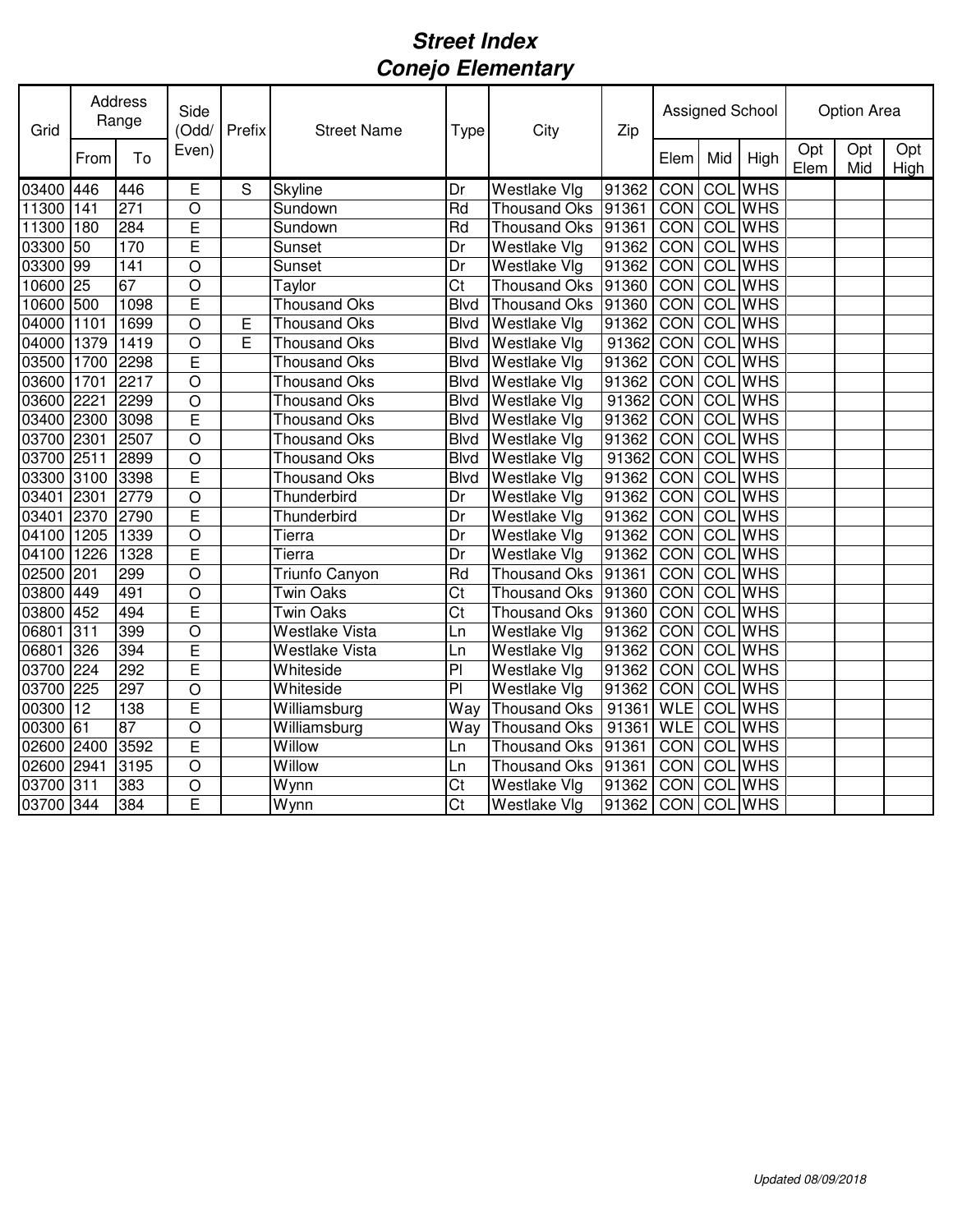# Street Index
# Conejo Elementary

| Grid | Address Range | | Side (Odd/ Even) | Prefix | Street Name | Type | City | Zip | Assigned School | | | Option Area | | |
|---|---|---|---|---|---|---|---|---|---|---|---|---|---|---|
| | From | To | | | | | | | Elem | Mid | High | Opt Elem | Opt Mid | Opt High |
| 03400 | 446 | 446 | E | S | Skyline | Dr | Westlake Vlg | 91362 | CON | COL | WHS | | | |
| 11300 | 141 | 271 | O | | Sundown | Rd | Thousand Oks | 91361 | CON | COL | WHS | | | |
| 11300 | 180 | 284 | E | | Sundown | Rd | Thousand Oks | 91361 | CON | COL | WHS | | | |
| 03300 | 50 | 170 | E | | Sunset | Dr | Westlake Vlg | 91362 | CON | COL | WHS | | | |
| 03300 | 99 | 141 | O | | Sunset | Dr | Westlake Vlg | 91362 | CON | COL | WHS | | | |
| 10600 | 25 | 67 | O | | Taylor | Ct | Thousand Oks | 91360 | CON | COL | WHS | | | |
| 10600 | 500 | 1098 | E | | Thousand Oks | Blvd | Thousand Oks | 91360 | CON | COL | WHS | | | |
| 04000 | 1101 | 1699 | O | E | Thousand Oks | Blvd | Westlake Vlg | 91362 | CON | COL | WHS | | | |
| 04000 | 1379 | 1419 | O | E | Thousand Oks | Blvd | Westlake Vlg | 91362 | CON | COL | WHS | | | |
| 03500 | 1700 | 2298 | E | | Thousand Oks | Blvd | Westlake Vlg | 91362 | CON | COL | WHS | | | |
| 03600 | 1701 | 2217 | O | | Thousand Oks | Blvd | Westlake Vlg | 91362 | CON | COL | WHS | | | |
| 03600 | 2221 | 2299 | O | | Thousand Oks | Blvd | Westlake Vlg | 91362 | CON | COL | WHS | | | |
| 03400 | 2300 | 3098 | E | | Thousand Oks | Blvd | Westlake Vlg | 91362 | CON | COL | WHS | | | |
| 03700 | 2301 | 2507 | O | | Thousand Oks | Blvd | Westlake Vlg | 91362 | CON | COL | WHS | | | |
| 03700 | 2511 | 2899 | O | | Thousand Oks | Blvd | Westlake Vlg | 91362 | CON | COL | WHS | | | |
| 03300 | 3100 | 3398 | E | | Thousand Oks | Blvd | Westlake Vlg | 91362 | CON | COL | WHS | | | |
| 03401 | 2301 | 2779 | O | | Thunderbird | Dr | Westlake Vlg | 91362 | CON | COL | WHS | | | |
| 03401 | 2370 | 2790 | E | | Thunderbird | Dr | Westlake Vlg | 91362 | CON | COL | WHS | | | |
| 04100 | 1205 | 1339 | O | | Tierra | Dr | Westlake Vlg | 91362 | CON | COL | WHS | | | |
| 04100 | 1226 | 1328 | E | | Tierra | Dr | Westlake Vlg | 91362 | CON | COL | WHS | | | |
| 02500 | 201 | 299 | O | | Triunfo Canyon | Rd | Thousand Oks | 91361 | CON | COL | WHS | | | |
| 03800 | 449 | 491 | O | | Twin Oaks | Ct | Thousand Oks | 91360 | CON | COL | WHS | | | |
| 03800 | 452 | 494 | E | | Twin Oaks | Ct | Thousand Oks | 91360 | CON | COL | WHS | | | |
| 06801 | 311 | 399 | O | | Westlake Vista | Ln | Westlake Vlg | 91362 | CON | COL | WHS | | | |
| 06801 | 326 | 394 | E | | Westlake Vista | Ln | Westlake Vlg | 91362 | CON | COL | WHS | | | |
| 03700 | 224 | 292 | E | | Whiteside | Pl | Westlake Vlg | 91362 | CON | COL | WHS | | | |
| 03700 | 225 | 297 | O | | Whiteside | Pl | Westlake Vlg | 91362 | CON | COL | WHS | | | |
| 00300 | 12 | 138 | E | | Williamsburg | Way | Thousand Oks | 91361 | WLE | COL | WHS | | | |
| 00300 | 61 | 87 | O | | Williamsburg | Way | Thousand Oks | 91361 | WLE | COL | WHS | | | |
| 02600 | 2400 | 3592 | E | | Willow | Ln | Thousand Oks | 91361 | CON | COL | WHS | | | |
| 02600 | 2941 | 3195 | O | | Willow | Ln | Thousand Oks | 91361 | CON | COL | WHS | | | |
| 03700 | 311 | 383 | O | | Wynn | Ct | Westlake Vlg | 91362 | CON | COL | WHS | | | |
| 03700 | 344 | 384 | E | | Wynn | Ct | Westlake Vlg | 91362 | CON | COL | WHS | | | |

*Updated 08/09/2018*